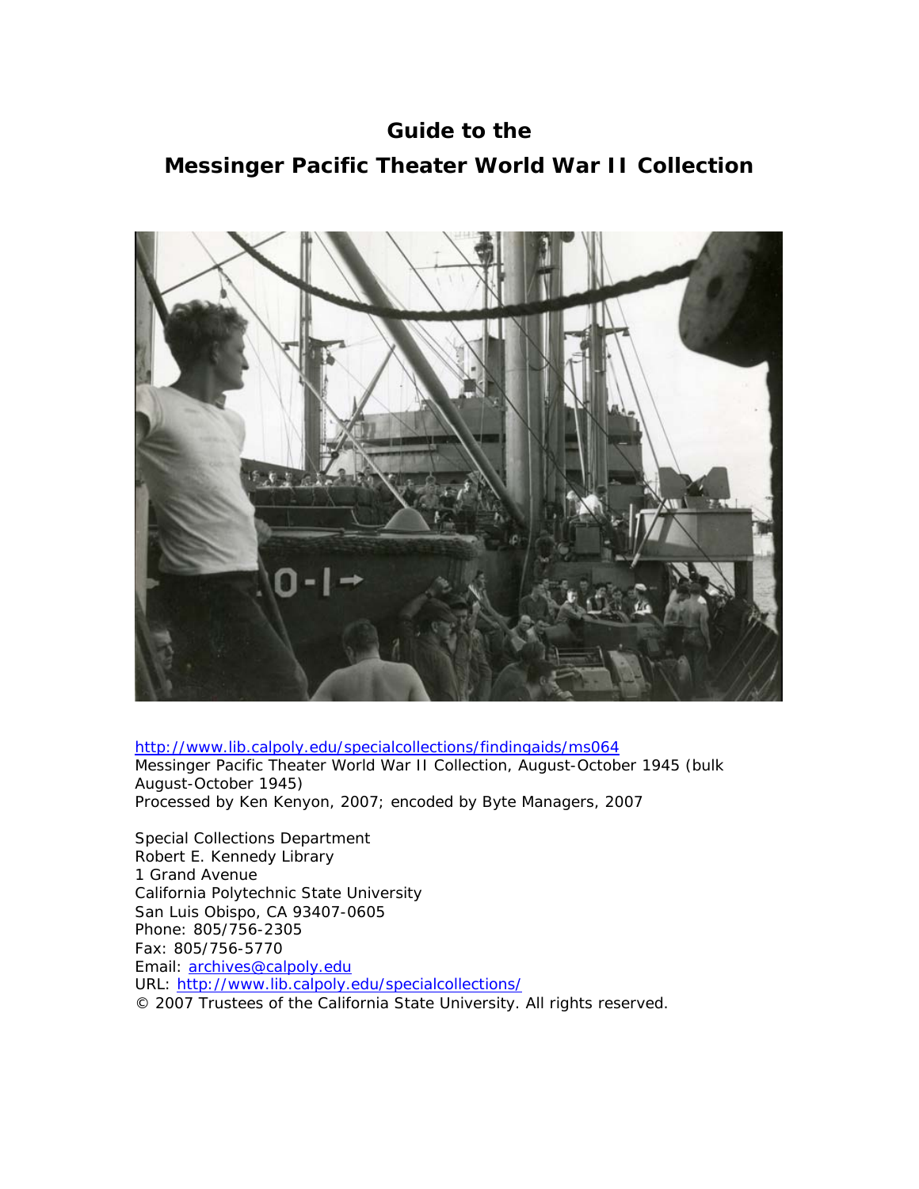# Guide to the
# Messinger Pacific Theater World War II Collection

http://www.lib.calpoly.edu/specialcollections/findingaids/ms064
Messinger Pacific Theater World War II Collection, August-October 1945 (bulk August-October 1945)
Processed by Ken Kenyon, 2007; encoded by Byte Managers, 2007

Special Collections Department
Robert E. Kennedy Library
1 Grand Avenue
California Polytechnic State University
San Luis Obispo, CA 93407-0605
Phone: 805/756-2305
Fax: 805/756-5770
Email: archives@calpoly.edu
URL: http://www.lib.calpoly.edu/specialcollections/
© 2007 Trustees of the California State University. All rights reserved.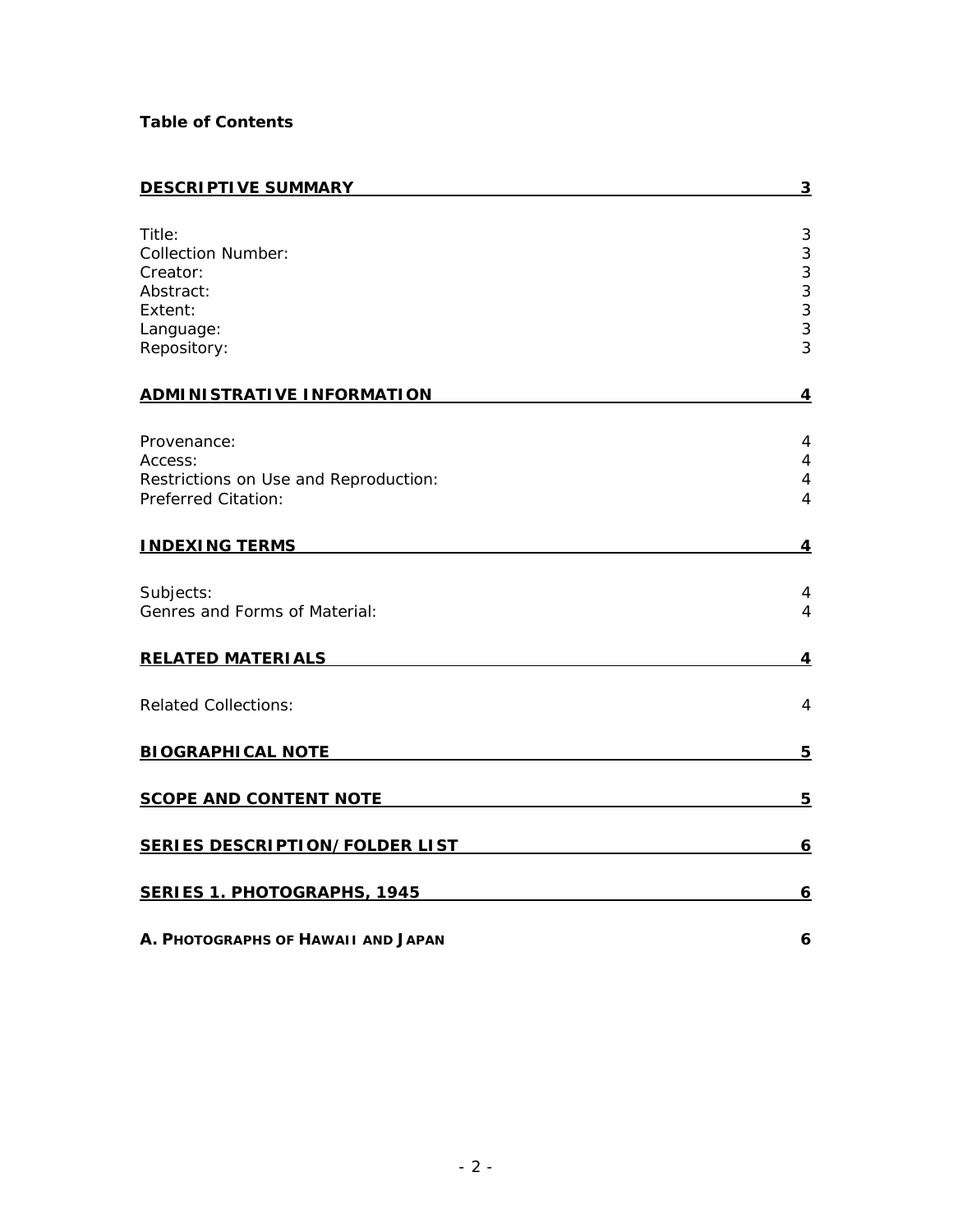**Table of Contents**

| | |
|---|---|
| **DESCRIPTIVE SUMMARY** | **3** |
| Title: | 3 |
| Collection Number: | 3 |
| Creator: | 3 |
| Abstract: | 3 |
| Extent: | 3 |
| Language: | 3 |
| Repository: | 3 |
| **ADMINISTRATIVE INFORMATION** | **4** |
| Provenance: | 4 |
| Access: | 4 |
| Restrictions on Use and Reproduction: | 4 |
| Preferred Citation: | 4 |
| **INDEXING TERMS** | **4** |
| Subjects: | 4 |
| Genres and Forms of Material: | 4 |
| **RELATED MATERIALS** | **4** |
| Related Collections: | 4 |
| **BIOGRAPHICAL NOTE** | **5** |
| **SCOPE AND CONTENT NOTE** | **5** |
| **SERIES DESCRIPTION/FOLDER LIST** | **6** |
| **SERIES 1. PHOTOGRAPHS, 1945** | **6** |
| **A. PHOTOGRAPHS OF HAWAII AND JAPAN** | **6** |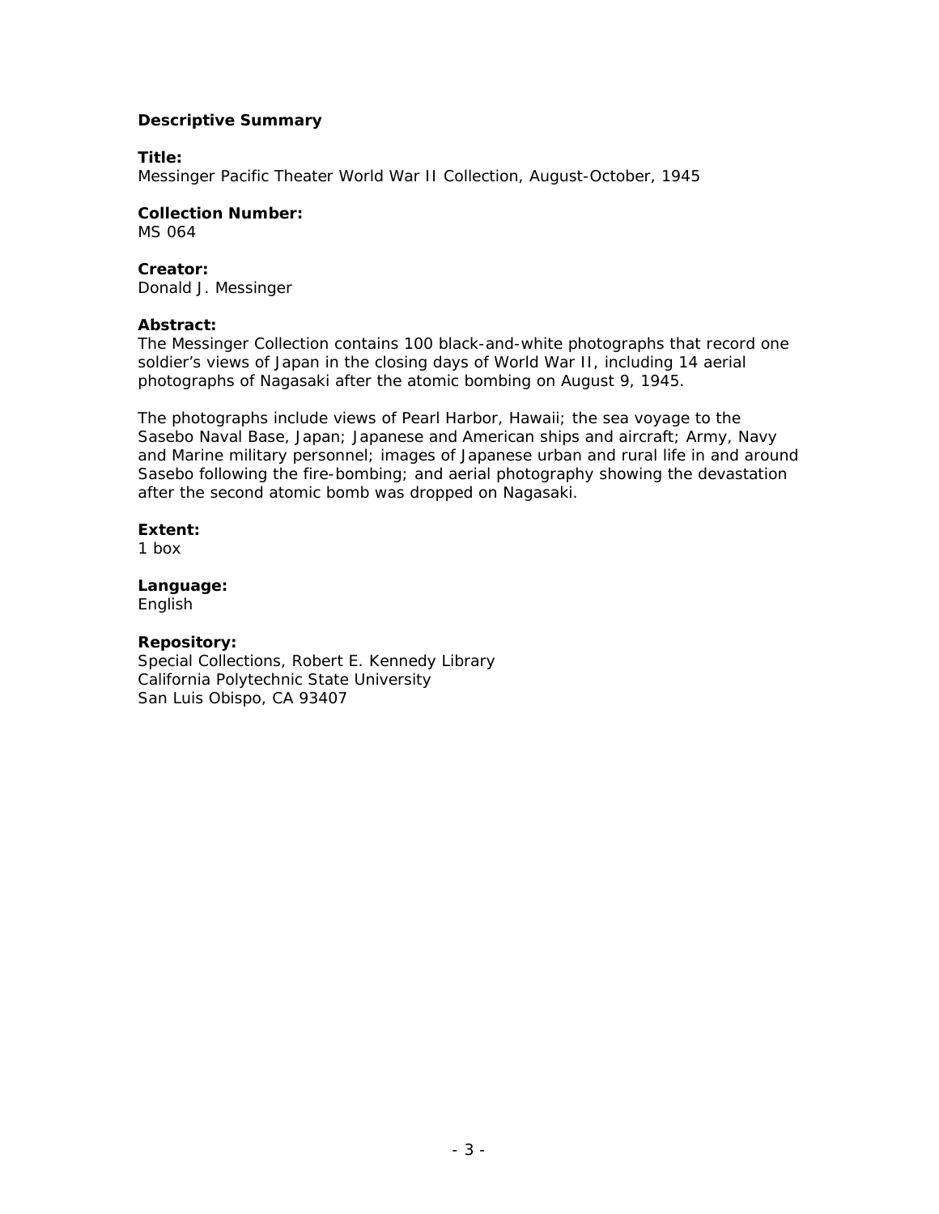## Descriptive Summary

**Title:**
Messinger Pacific Theater World War II Collection, August-October, 1945

**Collection Number:**
MS 064

**Creator:**
Donald J. Messinger

**Abstract:**
The Messinger Collection contains 100 black-and-white photographs that record one soldier's views of Japan in the closing days of World War II, including 14 aerial photographs of Nagasaki after the atomic bombing on August 9, 1945.

The photographs include views of Pearl Harbor, Hawaii; the sea voyage to the Sasebo Naval Base, Japan; Japanese and American ships and aircraft; Army, Navy and Marine military personnel; images of Japanese urban and rural life in and around Sasebo following the fire-bombing; and aerial photography showing the devastation after the second atomic bomb was dropped on Nagasaki.

**Extent:**
1 box

**Language:**
English

**Repository:**
Special Collections, Robert E. Kennedy Library
California Polytechnic State University
San Luis Obispo, CA 93407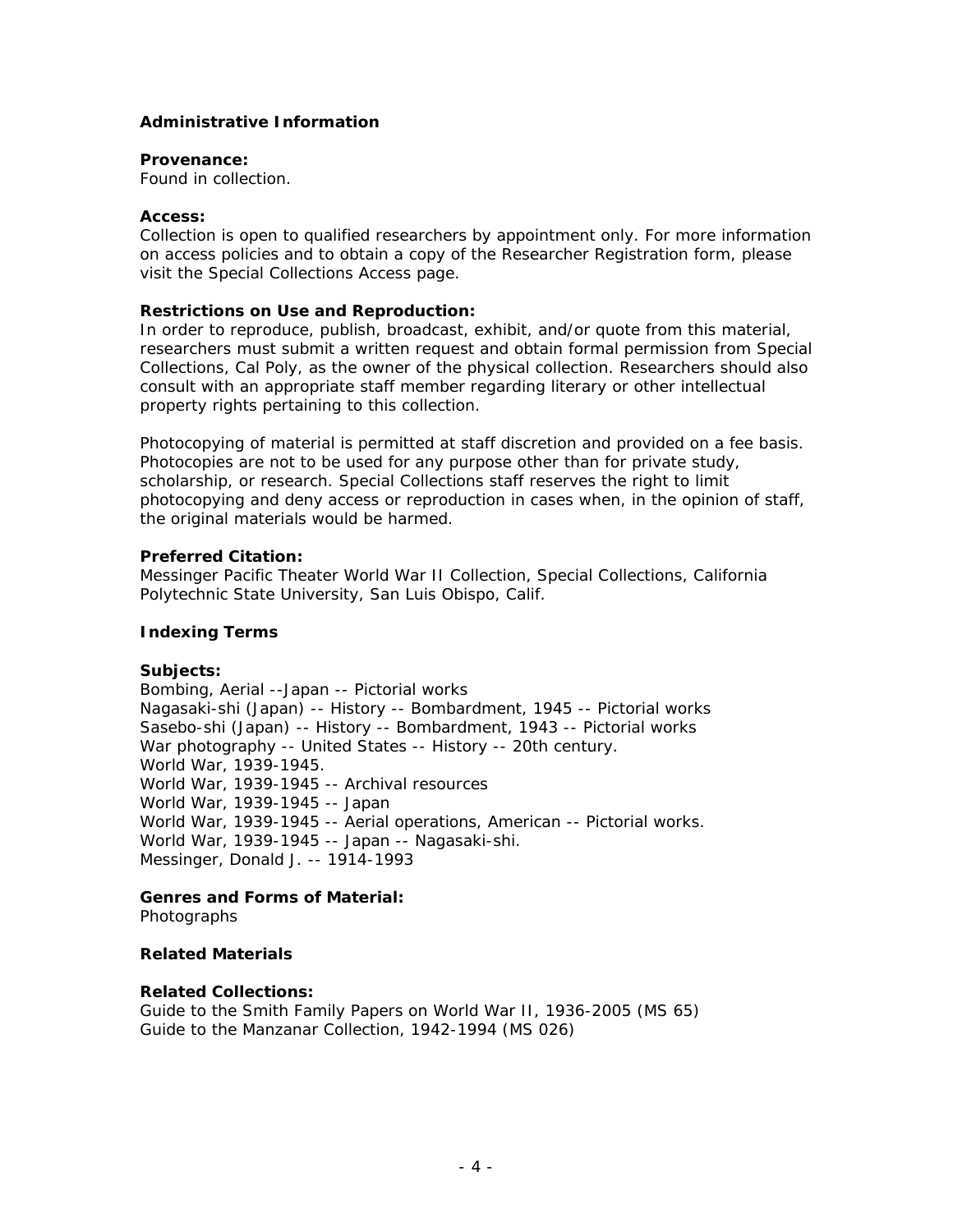## Administrative Information

**Provenance:**
Found in collection.

**Access:**
Collection is open to qualified researchers by appointment only. For more information on access policies and to obtain a copy of the Researcher Registration form, please visit the Special Collections Access page.

**Restrictions on Use and Reproduction:**
In order to reproduce, publish, broadcast, exhibit, and/or quote from this material, researchers must submit a written request and obtain formal permission from Special Collections, Cal Poly, as the owner of the physical collection. Researchers should also consult with an appropriate staff member regarding literary or other intellectual property rights pertaining to this collection.

Photocopying of material is permitted at staff discretion and provided on a fee basis. Photocopies are not to be used for any purpose other than for private study, scholarship, or research. Special Collections staff reserves the right to limit photocopying and deny access or reproduction in cases when, in the opinion of staff, the original materials would be harmed.

**Preferred Citation:**
Messinger Pacific Theater World War II Collection, Special Collections, California Polytechnic State University, San Luis Obispo, Calif.

## Indexing Terms

**Subjects:**
Bombing, Aerial --Japan -- Pictorial works
Nagasaki-shi (Japan) -- History -- Bombardment, 1945 -- Pictorial works
Sasebo-shi (Japan) -- History -- Bombardment, 1943 -- Pictorial works
War photography -- United States -- History -- 20th century.
World War, 1939-1945.
World War, 1939-1945 -- Archival resources
World War, 1939-1945 -- Japan
World War, 1939-1945 -- Aerial operations, American -- Pictorial works.
World War, 1939-1945 -- Japan -- Nagasaki-shi.
Messinger, Donald J. -- 1914-1993

**Genres and Forms of Material:**
Photographs

## Related Materials

**Related Collections:**
Guide to the Smith Family Papers on World War II, 1936-2005 (MS 65)
Guide to the Manzanar Collection, 1942-1994 (MS 026)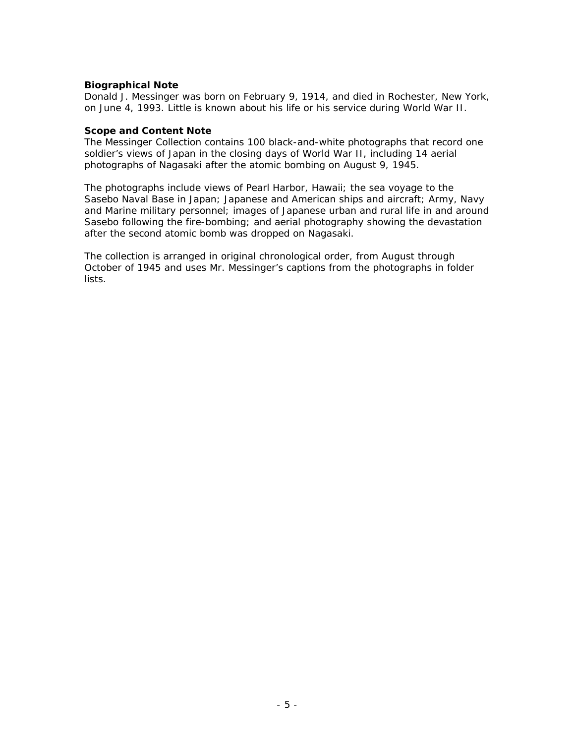**Biographical Note**

Donald J. Messinger was born on February 9, 1914, and died in Rochester, New York, on June 4, 1993. Little is known about his life or his service during World War II.

**Scope and Content Note**

The Messinger Collection contains 100 black-and-white photographs that record one soldier's views of Japan in the closing days of World War II, including 14 aerial photographs of Nagasaki after the atomic bombing on August 9, 1945.

The photographs include views of Pearl Harbor, Hawaii; the sea voyage to the Sasebo Naval Base in Japan; Japanese and American ships and aircraft; Army, Navy and Marine military personnel; images of Japanese urban and rural life in and around Sasebo following the fire-bombing; and aerial photography showing the devastation after the second atomic bomb was dropped on Nagasaki.

The collection is arranged in original chronological order, from August through October of 1945 and uses Mr. Messinger's captions from the photographs in folder lists.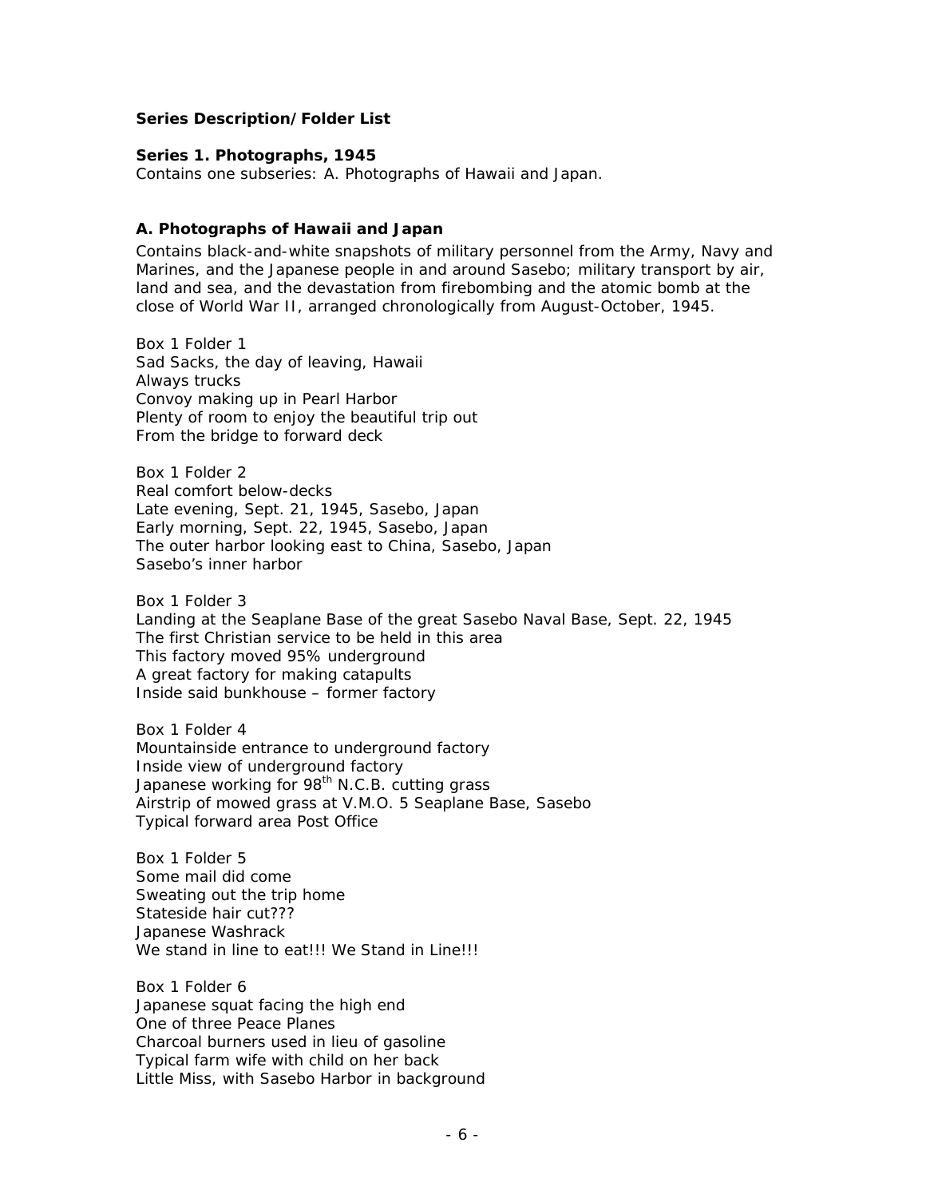**Series Description/Folder List**

**Series 1. Photographs, 1945**
Contains one subseries: A. Photographs of Hawaii and Japan.

**A. Photographs of Hawaii and Japan**

Contains black-and-white snapshots of military personnel from the Army, Navy and Marines, and the Japanese people in and around Sasebo; military transport by air, land and sea, and the devastation from firebombing and the atomic bomb at the close of World War II, arranged chronologically from August-October, 1945.

Box 1 Folder 1
Sad Sacks, the day of leaving, Hawaii
Always trucks
Convoy making up in Pearl Harbor
Plenty of room to enjoy the beautiful trip out
From the bridge to forward deck

Box 1 Folder 2
Real comfort below-decks
Late evening, Sept. 21, 1945, Sasebo, Japan
Early morning, Sept. 22, 1945, Sasebo, Japan
The outer harbor looking east to China, Sasebo, Japan
Sasebo's inner harbor

Box 1 Folder 3
Landing at the Seaplane Base of the great Sasebo Naval Base, Sept. 22, 1945
The first Christian service to be held in this area
This factory moved 95% underground
A great factory for making catapults
Inside said bunkhouse – former factory

Box 1 Folder 4
Mountainside entrance to underground factory
Inside view of underground factory
Japanese working for 98th N.C.B. cutting grass
Airstrip of mowed grass at V.M.O. 5 Seaplane Base, Sasebo
Typical forward area Post Office

Box 1 Folder 5
Some mail did come
Sweating out the trip home
Stateside hair cut???
Japanese Washrack
We stand in line to eat!!! We Stand in Line!!!

Box 1 Folder 6
Japanese squat facing the high end
One of three Peace Planes
Charcoal burners used in lieu of gasoline
Typical farm wife with child on her back
Little Miss, with Sasebo Harbor in background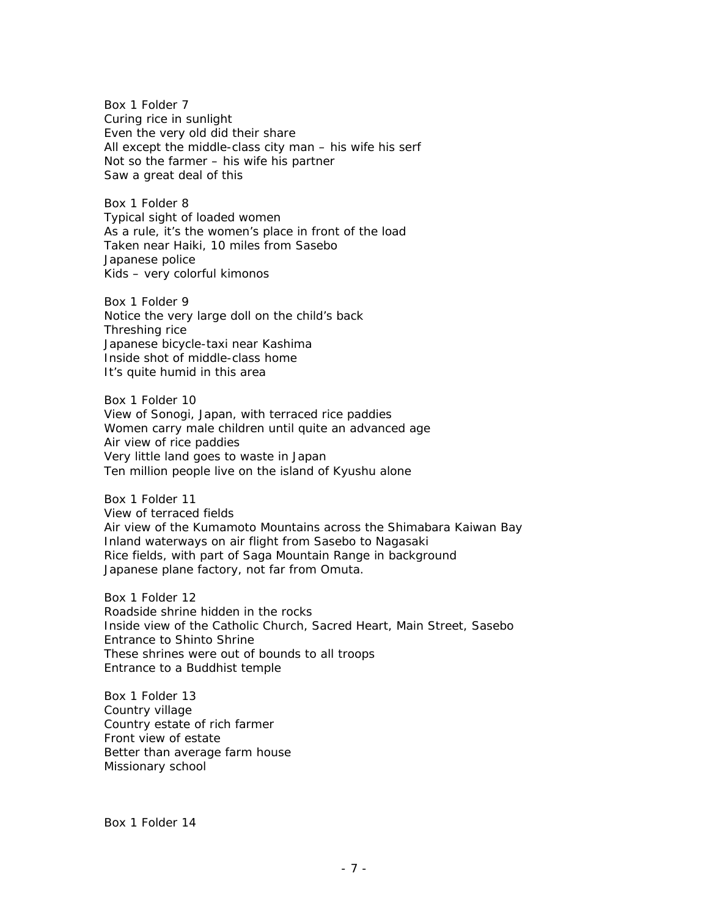Box 1 Folder 7
Curing rice in sunlight
Even the very old did their share
All except the middle-class city man – his wife his serf
Not so the farmer – his wife his partner
Saw a great deal of this

Box 1 Folder 8
Typical sight of loaded women
As a rule, it's the women's place in front of the load
Taken near Haiki, 10 miles from Sasebo
Japanese police
Kids – very colorful kimonos

Box 1 Folder 9
Notice the very large doll on the child's back
Threshing rice
Japanese bicycle-taxi near Kashima
Inside shot of middle-class home
It's quite humid in this area

Box 1 Folder 10
View of Sonogi, Japan, with terraced rice paddies
Women carry male children until quite an advanced age
Air view of rice paddies
Very little land goes to waste in Japan
Ten million people live on the island of Kyushu alone

Box 1 Folder 11
View of terraced fields
Air view of the Kumamoto Mountains across the Shimabara Kaiwan Bay
Inland waterways on air flight from Sasebo to Nagasaki
Rice fields, with part of Saga Mountain Range in background
Japanese plane factory, not far from Omuta.

Box 1 Folder 12
Roadside shrine hidden in the rocks
Inside view of the Catholic Church, Sacred Heart, Main Street, Sasebo
Entrance to Shinto Shrine
These shrines were out of bounds to all troops
Entrance to a Buddhist temple

Box 1 Folder 13
Country village
Country estate of rich farmer
Front view of estate
Better than average farm house
Missionary school

Box 1 Folder 14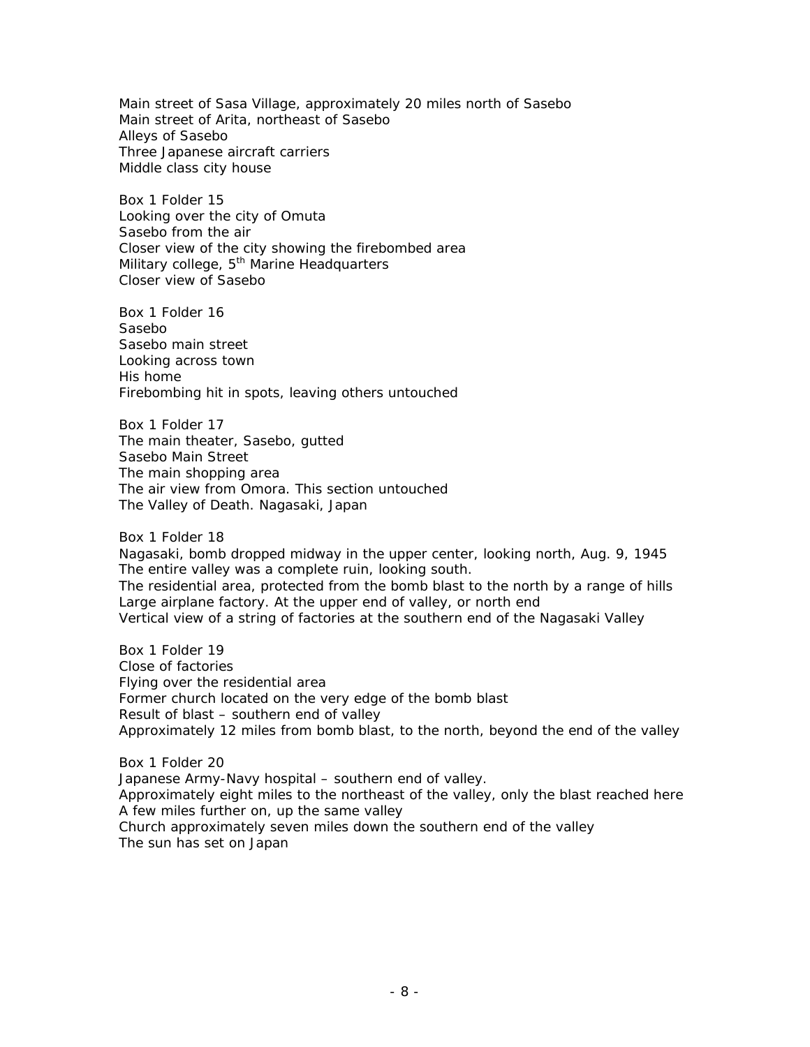Main street of Sasa Village, approximately 20 miles north of Sasebo
Main street of Arita, northeast of Sasebo
Alleys of Sasebo
Three Japanese aircraft carriers
Middle class city house

Box 1 Folder 15
Looking over the city of Omuta
Sasebo from the air
Closer view of the city showing the firebombed area
Military college, 5th Marine Headquarters
Closer view of Sasebo

Box 1 Folder 16
Sasebo
Sasebo main street
Looking across town
His home
Firebombing hit in spots, leaving others untouched

Box 1 Folder 17
The main theater, Sasebo, gutted
Sasebo Main Street
The main shopping area
The air view from Omora. This section untouched
The Valley of Death. Nagasaki, Japan

Box 1 Folder 18
Nagasaki, bomb dropped midway in the upper center, looking north, Aug. 9, 1945
The entire valley was a complete ruin, looking south.
The residential area, protected from the bomb blast to the north by a range of hills
Large airplane factory. At the upper end of valley, or north end
Vertical view of a string of factories at the southern end of the Nagasaki Valley

Box 1 Folder 19
Close of factories
Flying over the residential area
Former church located on the very edge of the bomb blast
Result of blast – southern end of valley
Approximately 12 miles from bomb blast, to the north, beyond the end of the valley

Box 1 Folder 20
Japanese Army-Navy hospital – southern end of valley.
Approximately eight miles to the northeast of the valley, only the blast reached here
A few miles further on, up the same valley
Church approximately seven miles down the southern end of the valley
The sun has set on Japan